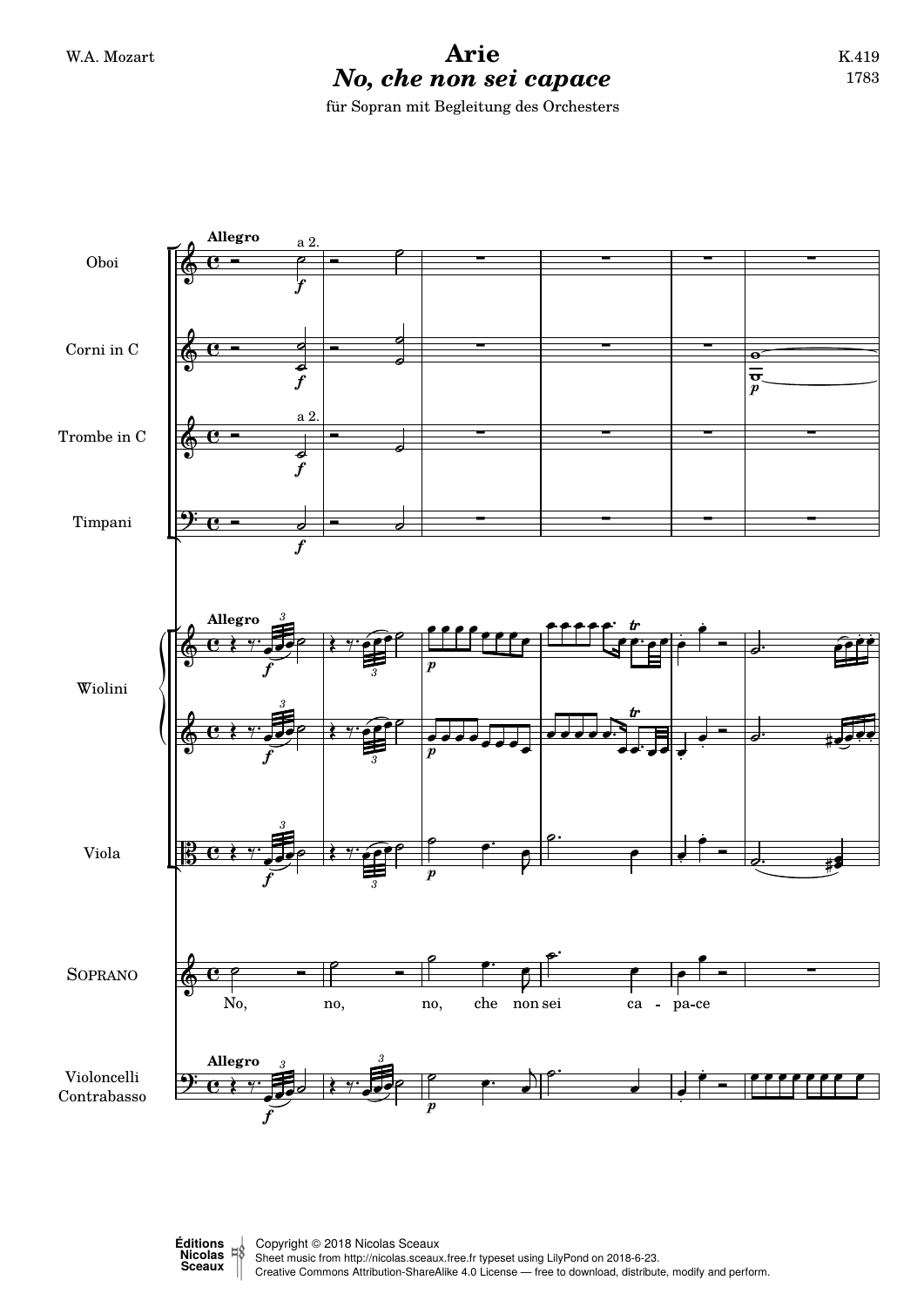W.A. Mozart

# Arie

## *No, che non sei capace*

K.419
1783

für Sopran mit Begleitung des Orchesters

Copyright © 2018 Nicolas Sceaux
Sheet music from http://nicolas.sceaux.free.fr typeset using LilyPond on 2018-6-23.
Creative Commons Attribution-ShareAlike 4.0 License — free to download, distribute, modify and perform.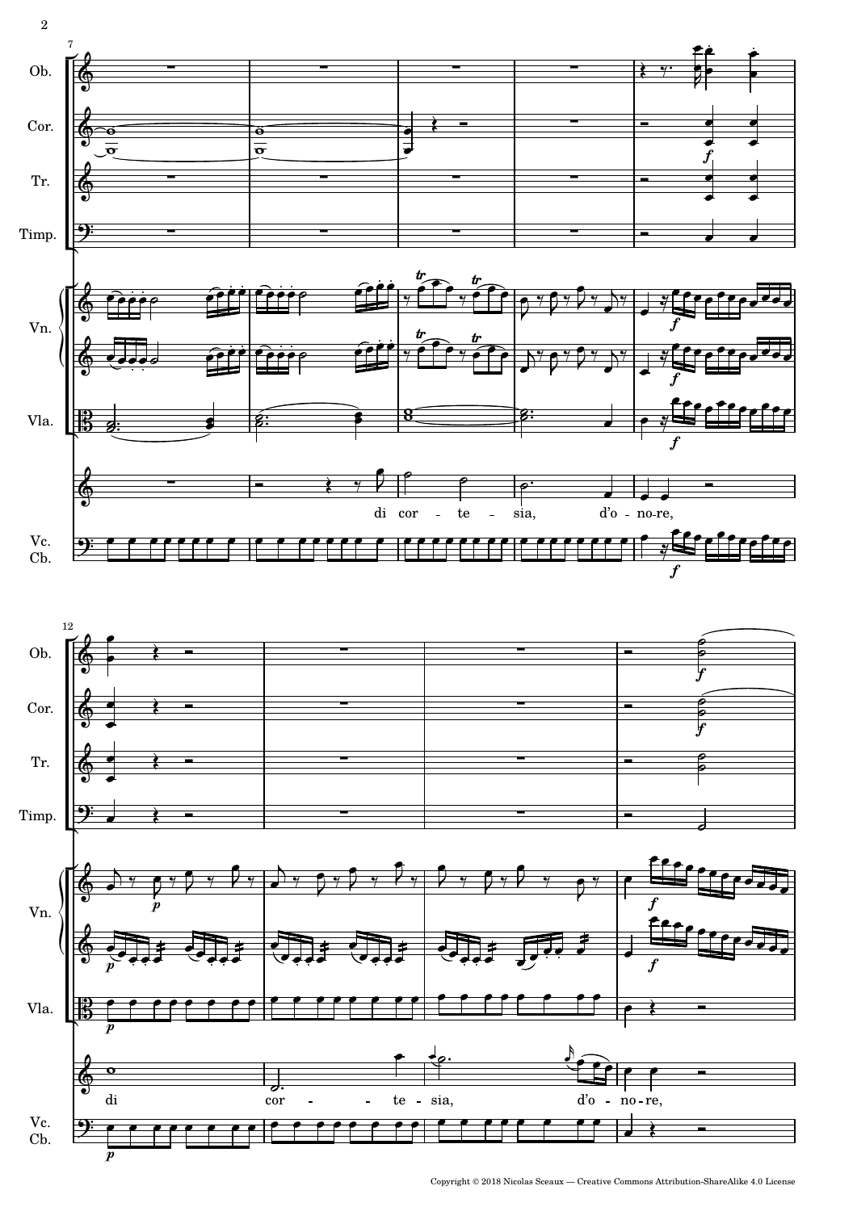Ob.

Cor.

Tr.

Timp.

Vn.

Vla.

di cor - te - sia, d'o - no-re,

Vc. Cb.

Ob.

Cor.

Tr.

Timp.

Vn.

Vla.

di cor - - te - sia, d'o - no-re,

Vc. Cb.

Copyright © 2018 Nicolas Sceaux — Creative Commons Attribution-ShareAlike 4.0 License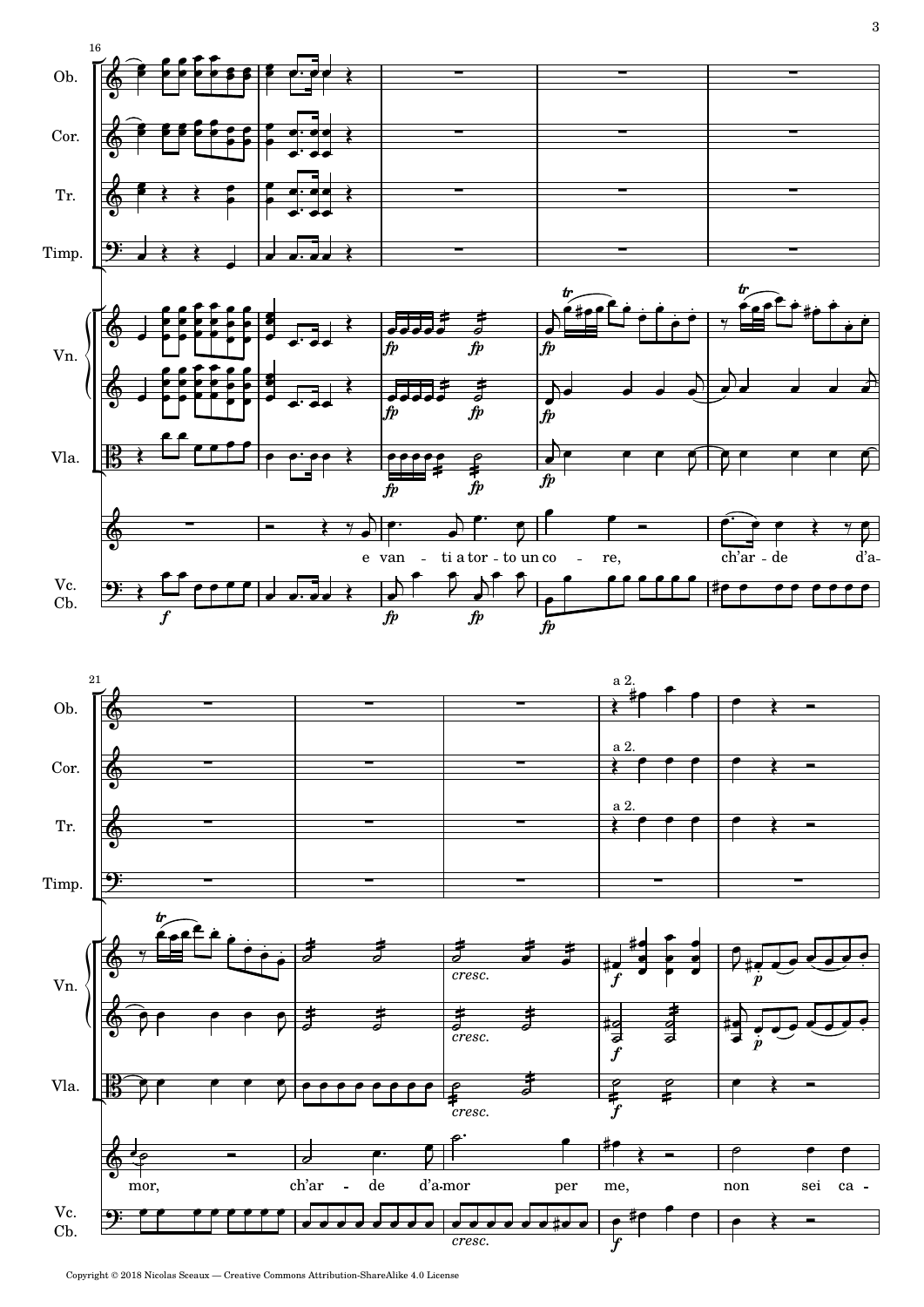e vanti a torto un core, ch'arde d'amor, ch'arde d'amor per me, non sei ca-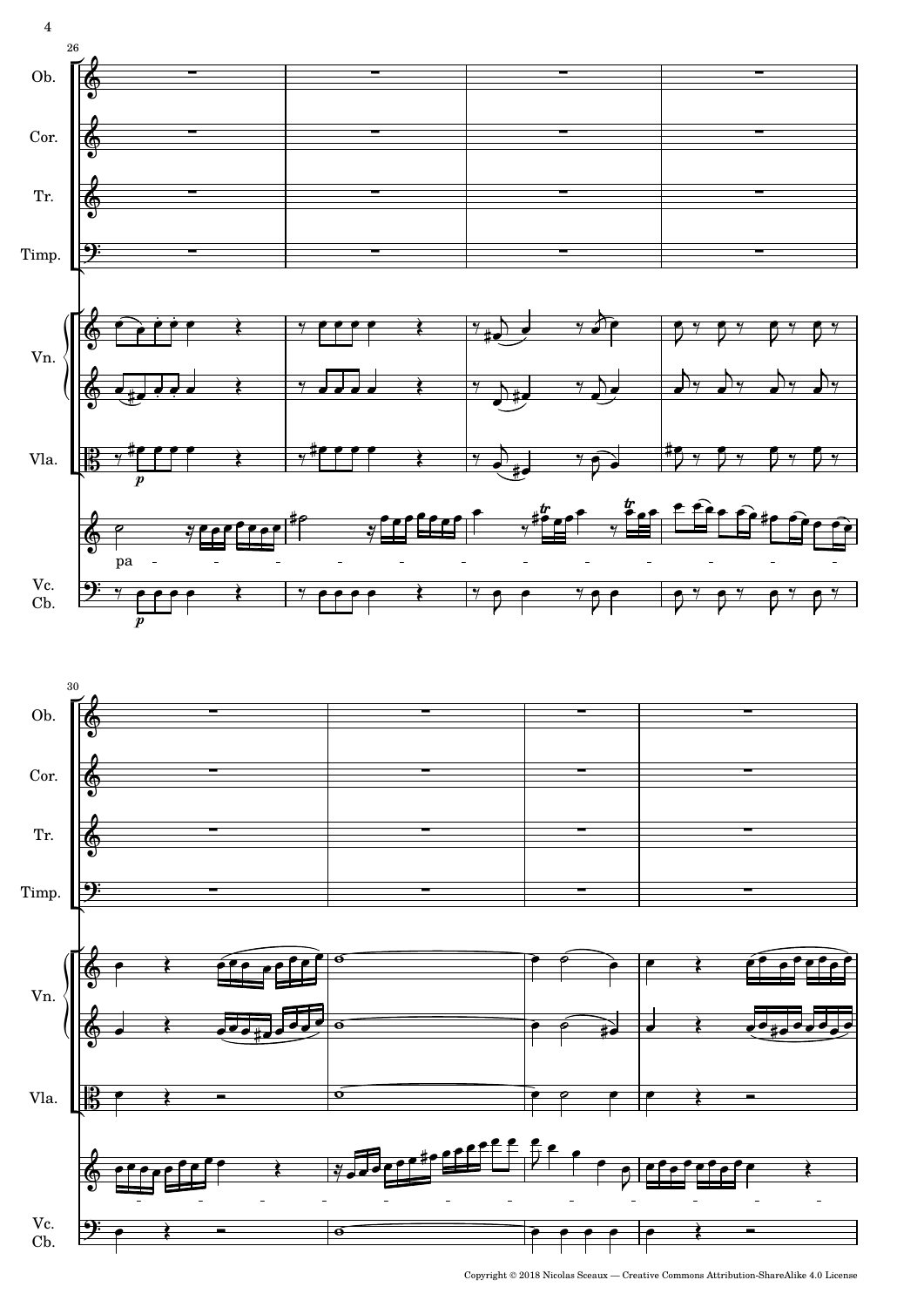Ob.

Cor.

Tr.

Timp.

Vn.

Vla.

pa

Vc.
Cb.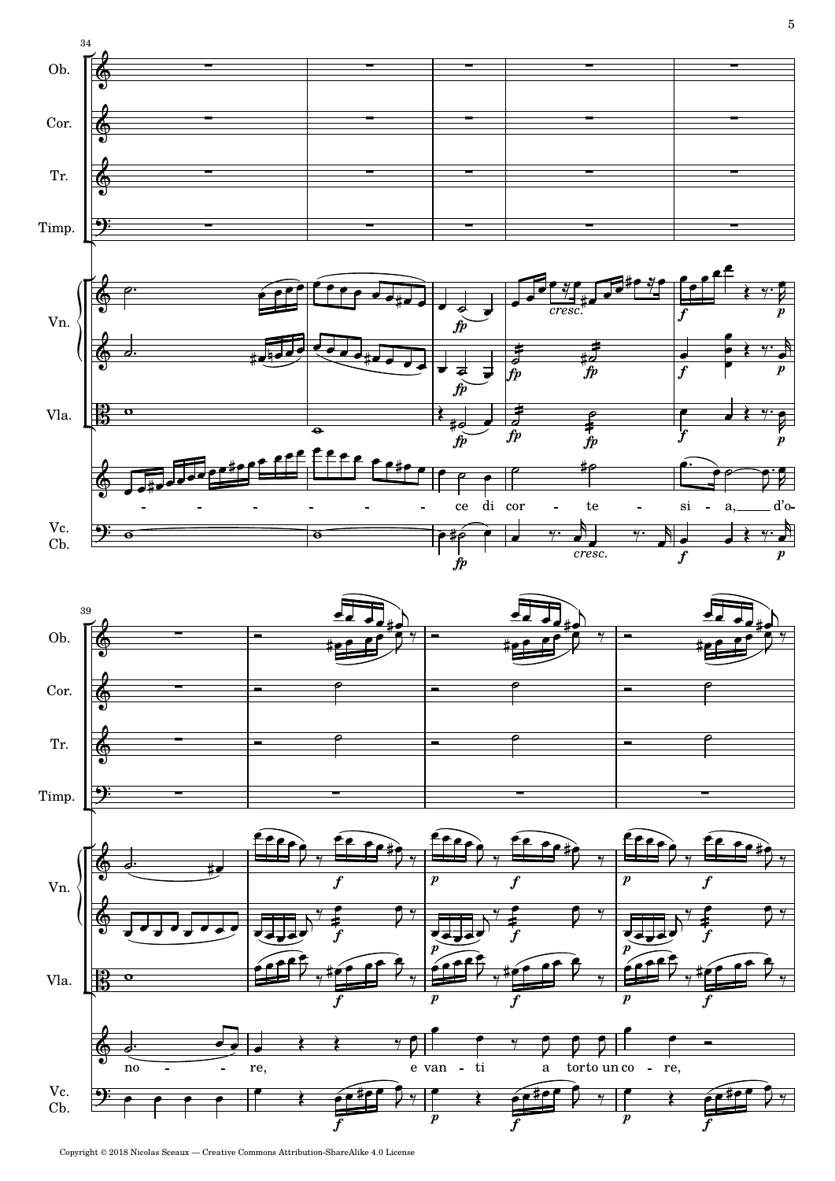ce di cor - te - si - a, d'o- no - re,

e van - ti a tor to un co - re,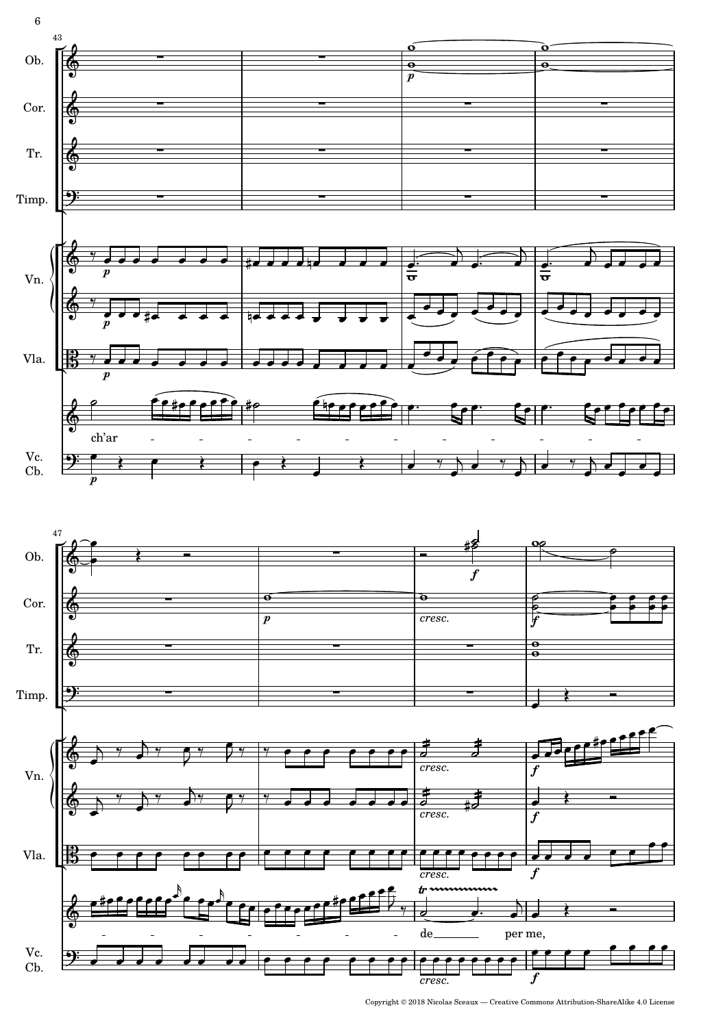ch'ar

de per me,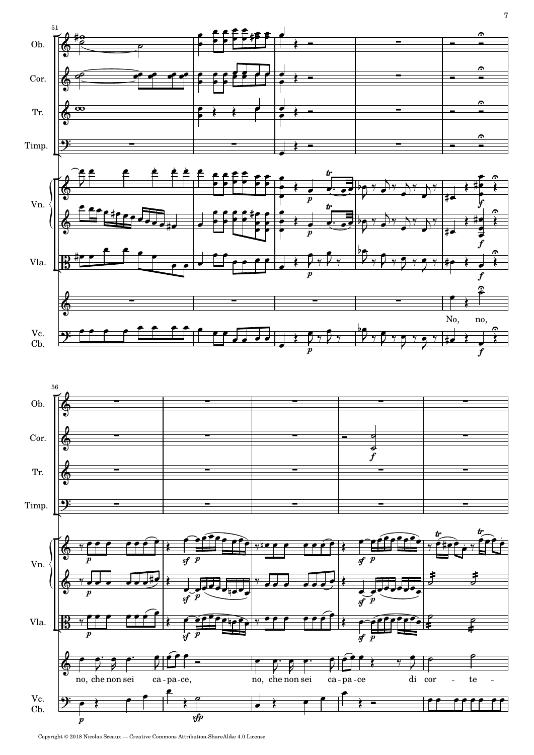No, no,

no, che non sei capace, no, che non sei capace di cor - te -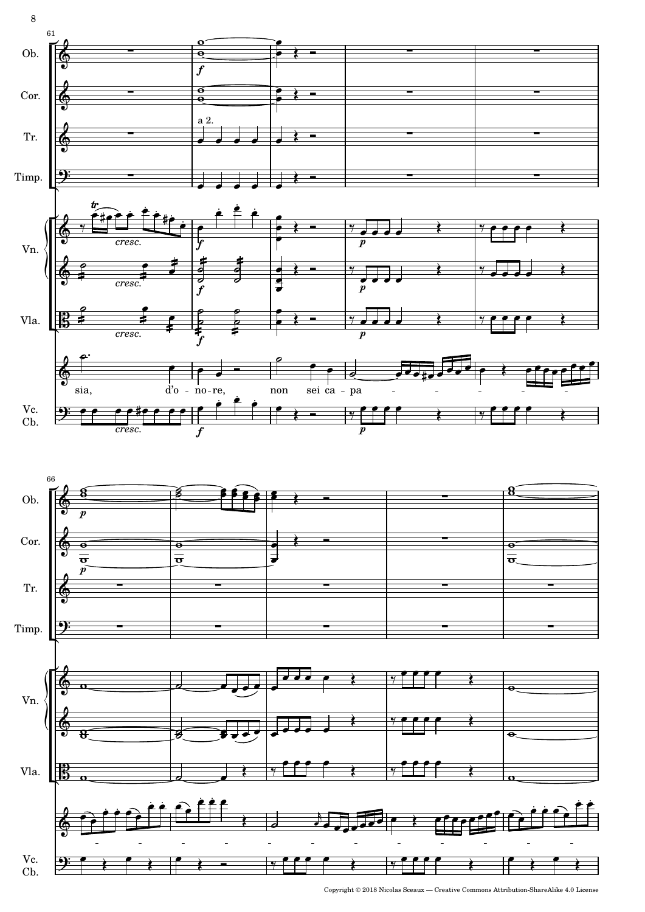sia, d'o-no-re, non sei ca-pa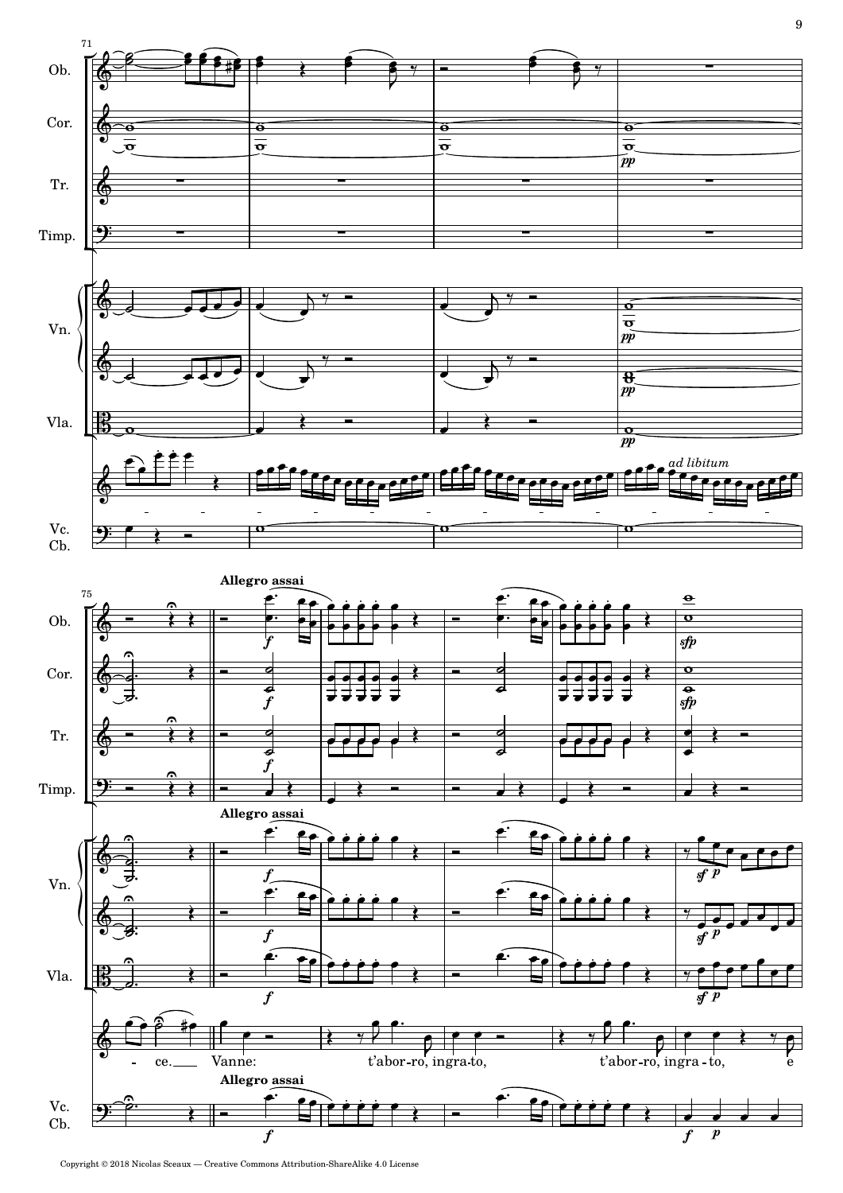71

Ob.

Cor.

Tr.

Timp.

Vn.

Vla.

*ad libitum*

Vc.
Cb.

75

**Allegro assai**

ce. Vanne: t'abor-ro, ingra-to, t'abor-ro, ingra-to, e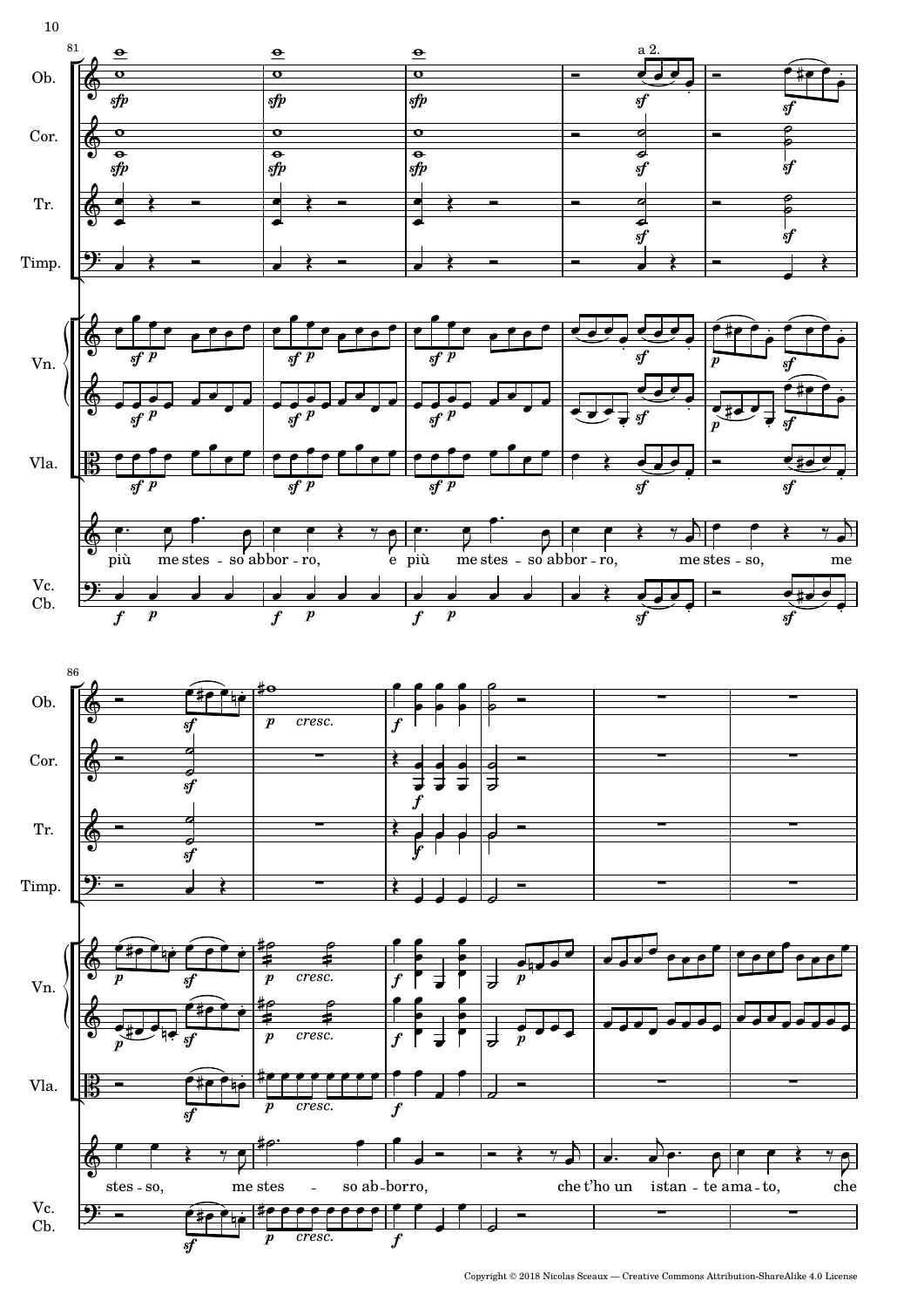più me stes - so abbor - ro, e più me stes - so abbor - ro, me stes - so, me

stes - so, me stes - so ab - borro, che t'ho un istan - te ama - to, che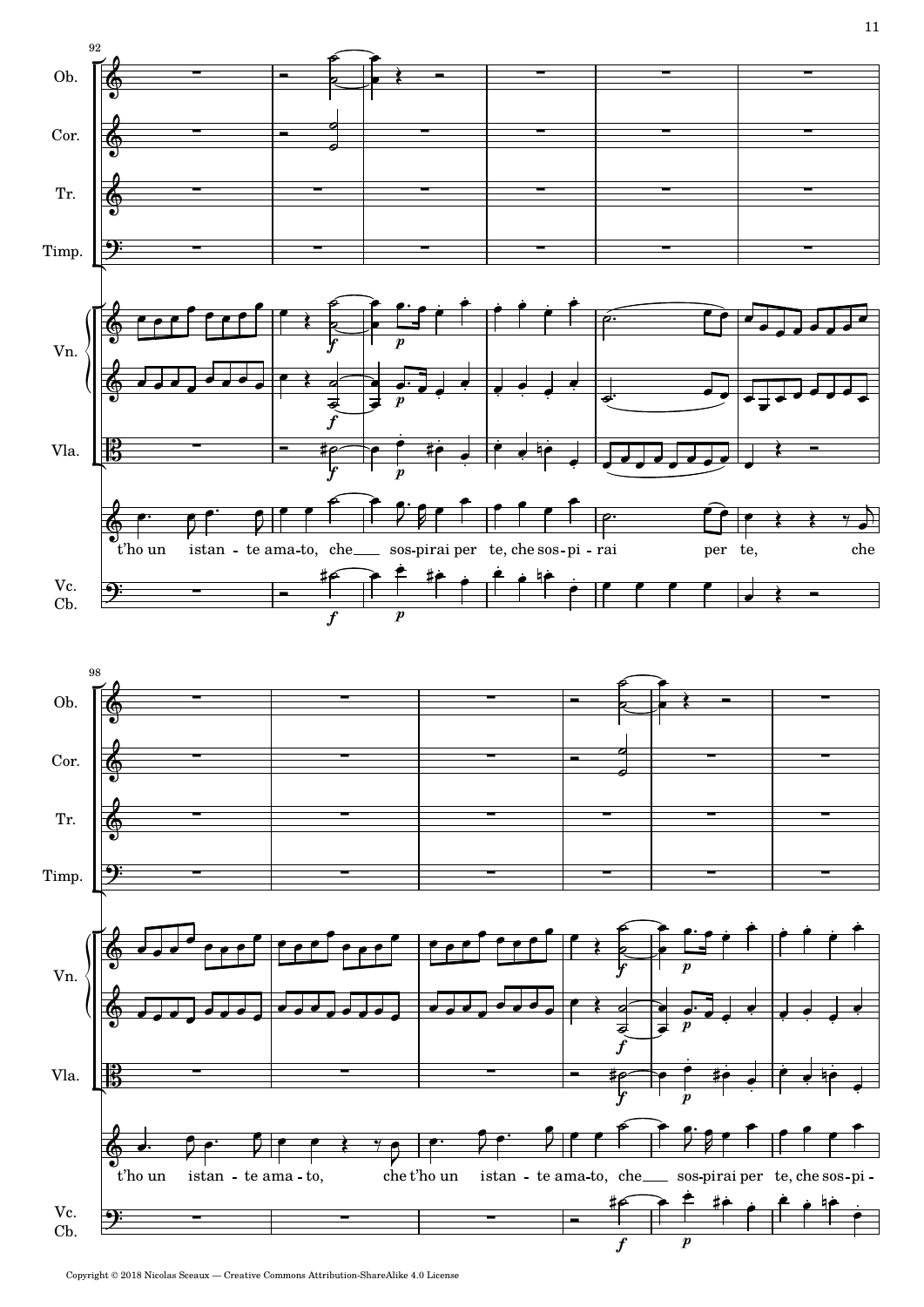t'ho un istan - te ama-to, che sos-pirai per te, che sos-pi - rai per te, che

t'ho un istan - te ama - to, che t'ho un istan - te ama-to, che sos-pirai per te, che sos-pi -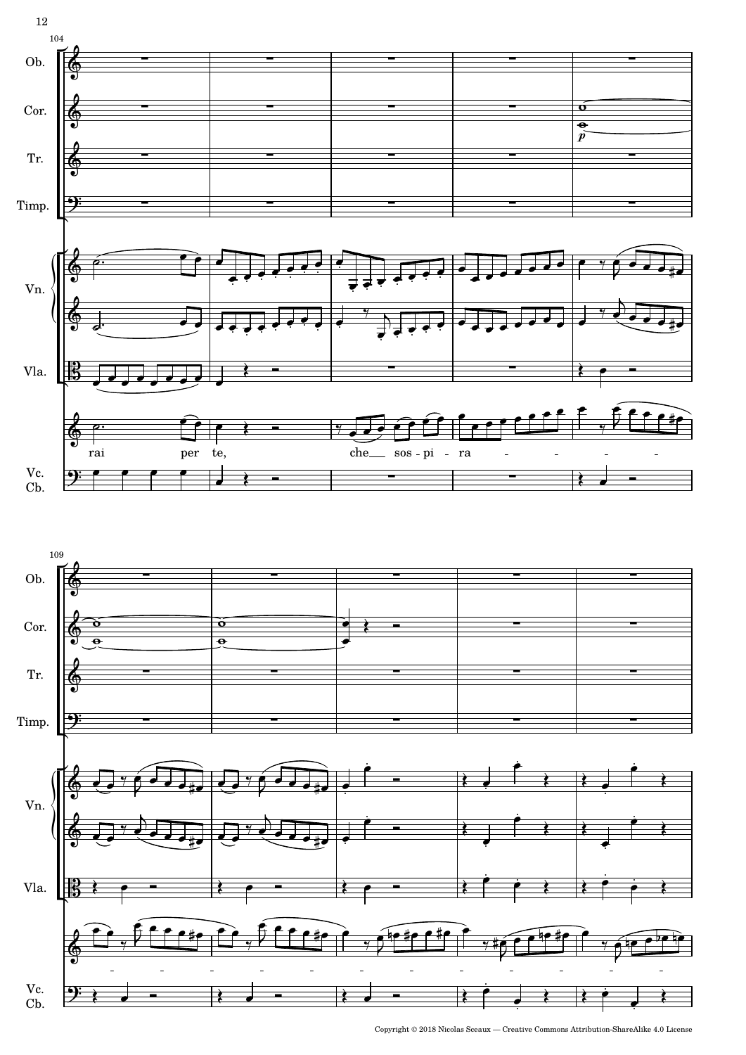104

Ob.

Cor.

*p*

Tr.

Timp.

Vn.

Vla.

rai per te, che sos - pi - ra - - - - -

Vc.
Cb.

109

Ob.

Cor.

Tr.

Timp.

Vn.

Vla.

Vc.
Cb.

Copyright © 2018 Nicolas Sceaux — Creative Commons Attribution-ShareAlike 4.0 License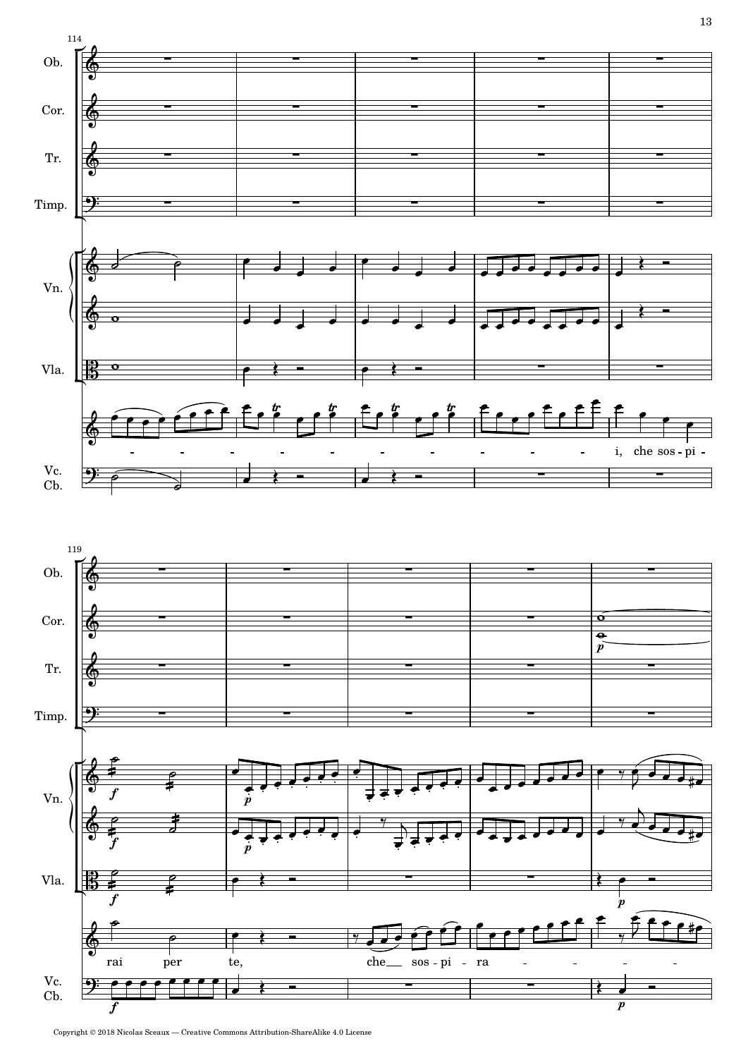Ob.

Cor.

Tr.

Timp.

Vn.

Vla.

Vc. Cb.

i, che sos - pi - rai per te, che sos - pi - ra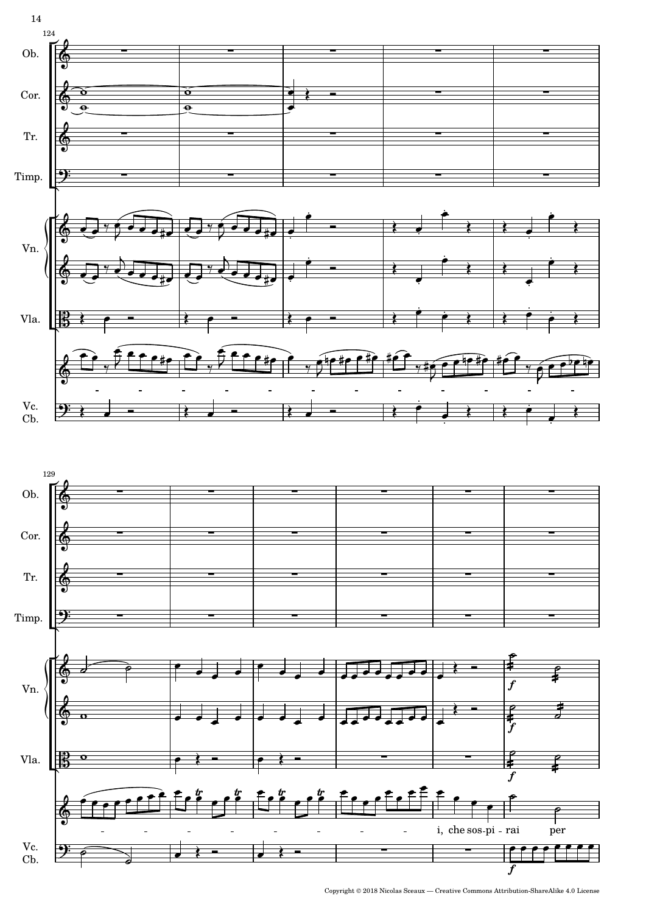Ob.

Cor.

Tr.

Timp.

Vn.

Vla.

Vc.
Cb.

i, che sos-pi - rai per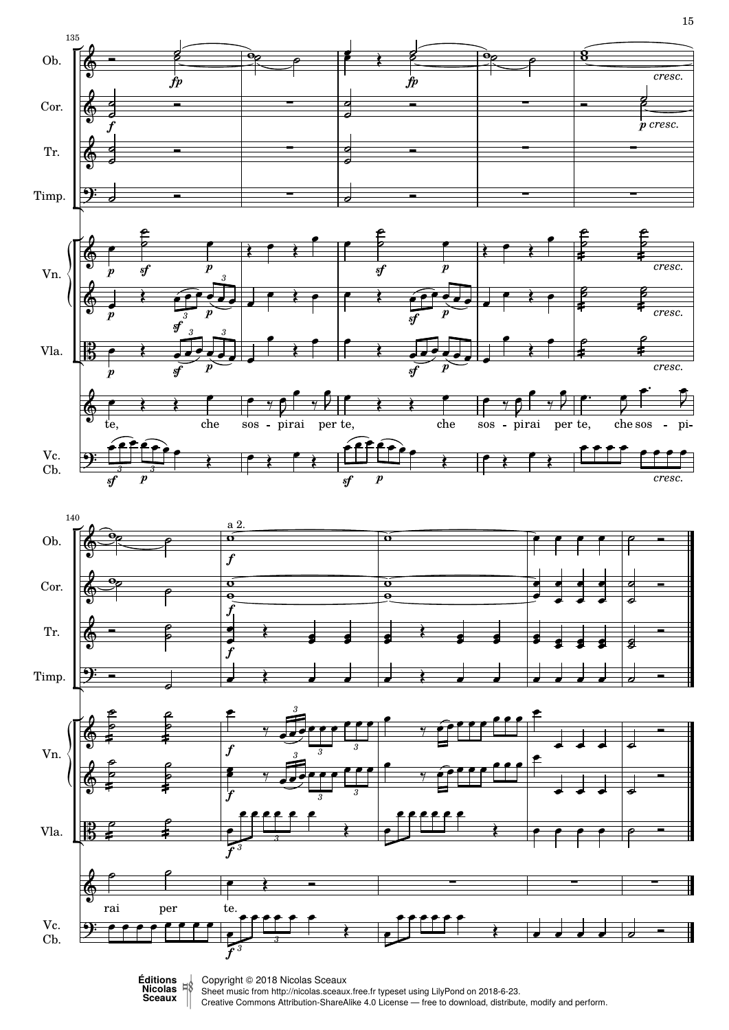Éditions Nicolas Sceaux

Copyright © 2018 Nicolas Sceaux
Sheet music from http://nicolas.sceaux.free.fr typeset using LilyPond on 2018-6-23.
Creative Commons Attribution-ShareAlike 4.0 License — free to download, distribute, modify and perform.